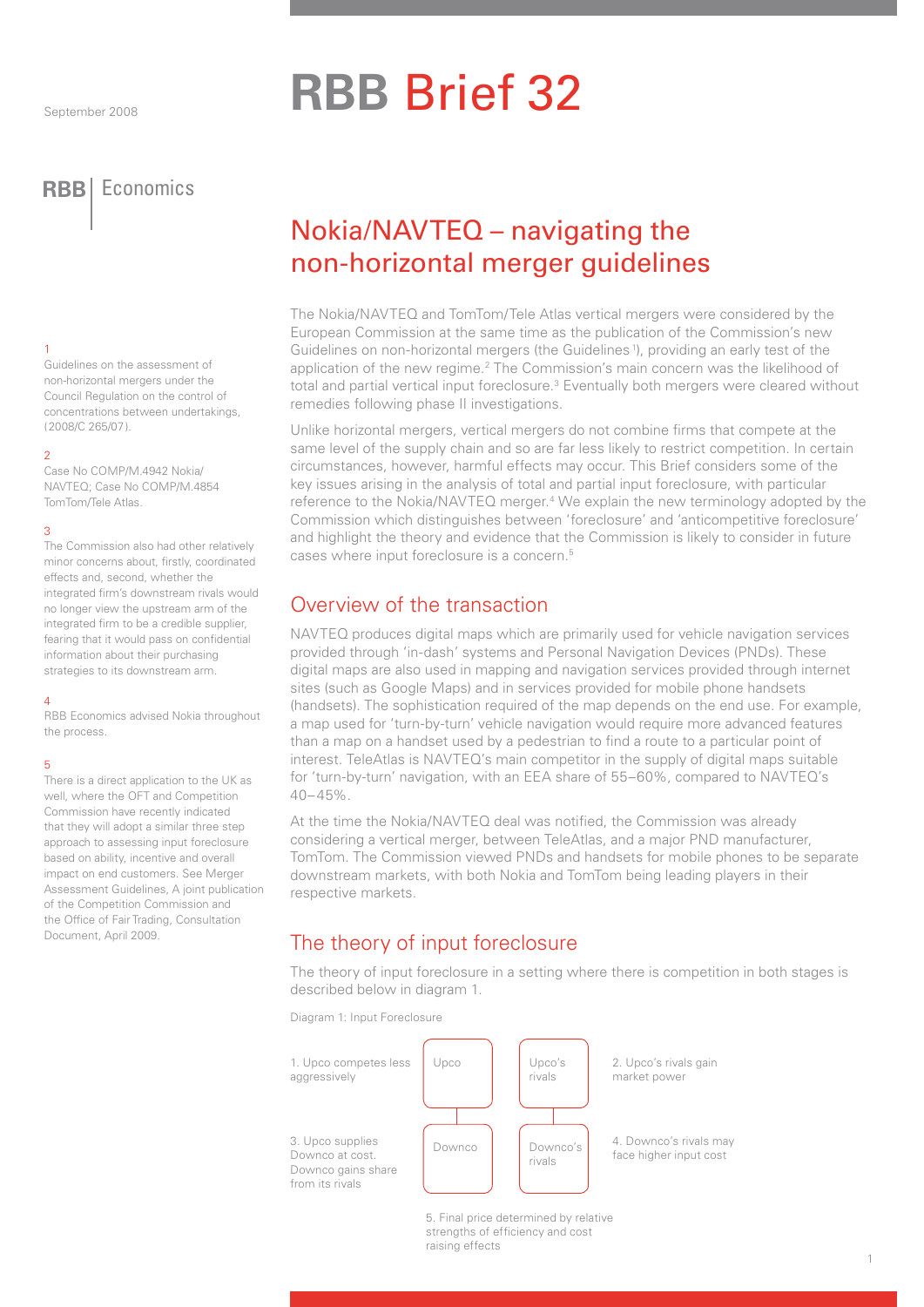September 2008

# RBB Brief 32

RBB | Economics

## Nokia/NAVTEQ – navigating the non-horizontal merger guidelines

The Nokia/NAVTEQ and TomTom/Tele Atlas vertical mergers were considered by the European Commission at the same time as the publication of the Commission's new Guidelines on non-horizontal mergers (the Guidelines[1]), providing an early test of the application of the new regime.[2] The Commission's main concern was the likelihood of total and partial vertical input foreclosure.[3] Eventually both mergers were cleared without remedies following phase II investigations.

Unlike horizontal mergers, vertical mergers do not combine firms that compete at the same level of the supply chain and so are far less likely to restrict competition. In certain circumstances, however, harmful effects may occur. This Brief considers some of the key issues arising in the analysis of total and partial input foreclosure, with particular reference to the Nokia/NAVTEQ merger.[4] We explain the new terminology adopted by the Commission which distinguishes between 'foreclosure' and 'anticompetitive foreclosure' and highlight the theory and evidence that the Commission is likely to consider in future cases where input foreclosure is a concern.[5]

## Overview of the transaction

NAVTEQ produces digital maps which are primarily used for vehicle navigation services provided through 'in-dash' systems and Personal Navigation Devices (PNDs). These digital maps are also used in mapping and navigation services provided through internet sites (such as Google Maps) and in services provided for mobile phone handsets (handsets). The sophistication required of the map depends on the end use. For example, a map used for 'turn-by-turn' vehicle navigation would require more advanced features than a map on a handset used by a pedestrian to find a route to a particular point of interest. TeleAtlas is NAVTEQ's main competitor in the supply of digital maps suitable for 'turn-by-turn' navigation, with an EEA share of 55–60%, compared to NAVTEQ's 40–45%.

At the time the Nokia/NAVTEQ deal was notified, the Commission was already considering a vertical merger, between TeleAtlas, and a major PND manufacturer, TomTom. The Commission viewed PNDs and handsets for mobile phones to be separate downstream markets, with both Nokia and TomTom being leading players in their respective markets.

## The theory of input foreclosure

The theory of input foreclosure in a setting where there is competition in both stages is described below in diagram 1.

Diagram 1: Input Foreclosure

1. Upco competes less aggressively

Upco — Upco's rivals

2. Upco's rivals gain market power

3. Upco supplies Downco at cost. Downco gains share from its rivals

Downco — Downco's rivals

4. Downco's rivals may face higher input cost

5. Final price determined by relative strengths of efficiency and cost raising effects

---

1 Guidelines on the assessment of non-horizontal mergers under the Council Regulation on the control of concentrations between undertakings, (2008/C 265/07).

2 Case No COMP/M.4942 Nokia/NAVTEQ; Case No COMP/M.4854 TomTom/Tele Atlas.

3 The Commission also had other relatively minor concerns about, firstly, coordinated effects and, second, whether the integrated firm's downstream rivals would no longer view the upstream arm of the integrated firm to be a credible supplier, fearing that it would pass on confidential information about their purchasing strategies to its downstream arm.

4 RBB Economics advised Nokia throughout the process.

5 There is a direct application to the UK as well, where the OFT and Competition Commission have recently indicated that they will adopt a similar three step approach to assessing input foreclosure based on ability, incentive and overall impact on end customers. See Merger Assessment Guidelines, A joint publication of the Competition Commission and the Office of Fair Trading, Consultation Document, April 2009.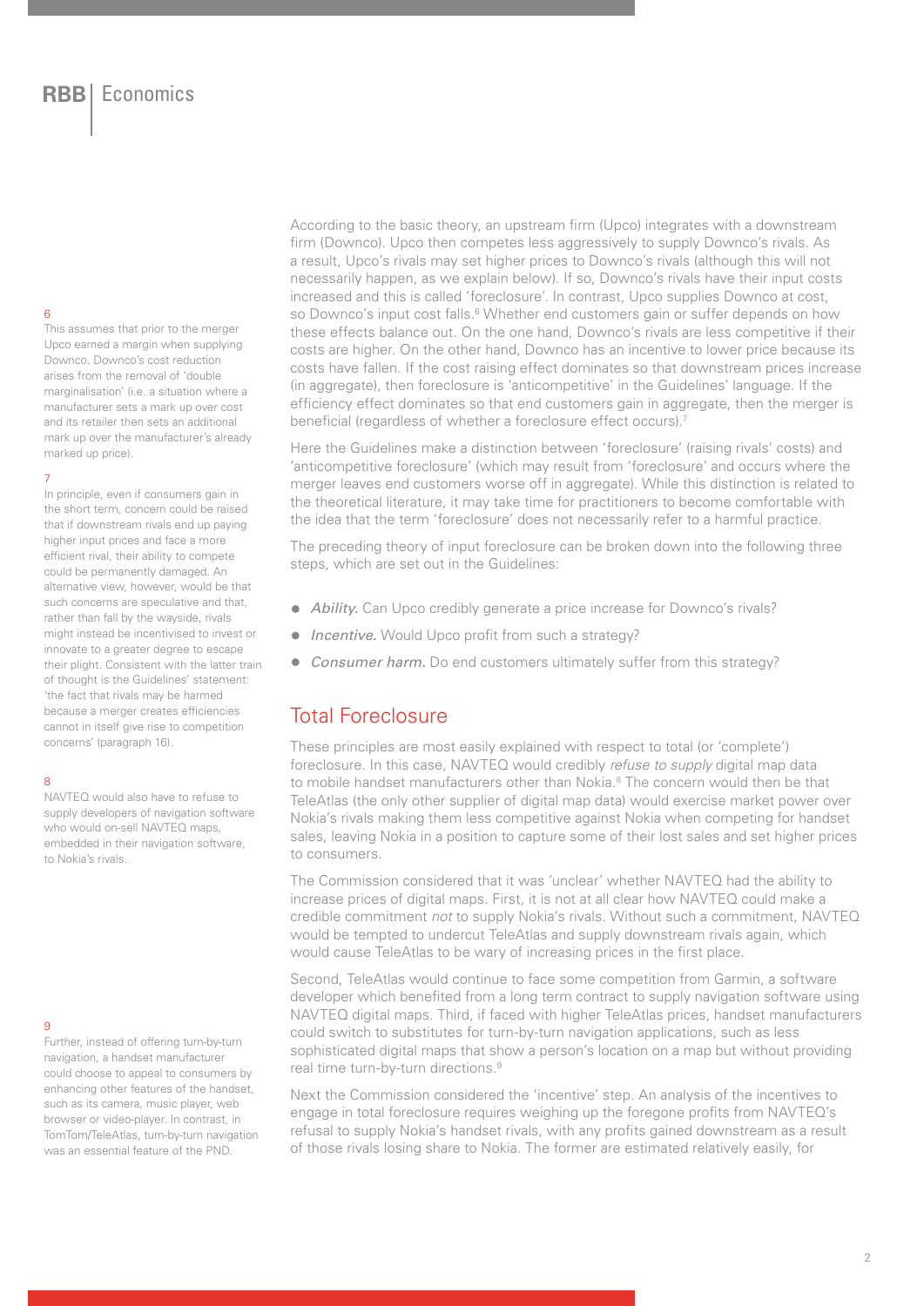According to the basic theory, an upstream firm (Upco) integrates with a downstream firm (Downco). Upco then competes less aggressively to supply Downco's rivals. As a result, Upco's rivals may set higher prices to Downco's rivals (although this will not necessarily happen, as we explain below). If so, Downco's rivals have their input costs increased and this is called 'foreclosure'. In contrast, Upco supplies Downco at cost, so Downco's input cost falls.[6] Whether end customers gain or suffer depends on how these effects balance out. On the one hand, Downco's rivals are less competitive if their costs are higher. On the other hand, Downco has an incentive to lower price because its costs have fallen. If the cost raising effect dominates so that downstream prices increase (in aggregate), then foreclosure is 'anticompetitive' in the Guidelines' language. If the efficiency effect dominates so that end customers gain in aggregate, then the merger is beneficial (regardless of whether a foreclosure effect occurs).[7]

Here the Guidelines make a distinction between 'foreclosure' (raising rivals' costs) and 'anticompetitive foreclosure' (which may result from 'foreclosure' and occurs where the merger leaves end customers worse off in aggregate). While this distinction is related to the theoretical literature, it may take time for practitioners to become comfortable with the idea that the term 'foreclosure' does not necessarily refer to a harmful practice.

The preceding theory of input foreclosure can be broken down into the following three steps, which are set out in the Guidelines:

- *Ability.* Can Upco credibly generate a price increase for Downco's rivals?
- *Incentive.* Would Upco profit from such a strategy?
- *Consumer harm.* Do end customers ultimately suffer from this strategy?

## Total Foreclosure

These principles are most easily explained with respect to total (or 'complete') foreclosure. In this case, NAVTEQ would credibly *refuse to supply* digital map data to mobile handset manufacturers other than Nokia.[8] The concern would then be that TeleAtlas (the only other supplier of digital map data) would exercise market power over Nokia's rivals making them less competitive against Nokia when competing for handset sales, leaving Nokia in a position to capture some of their lost sales and set higher prices to consumers.

The Commission considered that it was 'unclear' whether NAVTEQ had the ability to increase prices of digital maps. First, it is not at all clear how NAVTEQ could make a credible commitment *not* to supply Nokia's rivals. Without such a commitment, NAVTEQ would be tempted to undercut TeleAtlas and supply downstream rivals again, which would cause TeleAtlas to be wary of increasing prices in the first place.

Second, TeleAtlas would continue to face some competition from Garmin, a software developer which benefited from a long term contract to supply navigation software using NAVTEQ digital maps. Third, if faced with higher TeleAtlas prices, handset manufacturers could switch to substitutes for turn-by-turn navigation applications, such as less sophisticated digital maps that show a person's location on a map but without providing real time turn-by-turn directions.[9]

Next the Commission considered the 'incentive' step. An analysis of the incentives to engage in total foreclosure requires weighing up the foregone profits from NAVTEQ's refusal to supply Nokia's handset rivals, with any profits gained downstream as a result of those rivals losing share to Nokia. The former are estimated relatively easily, for

---

[6] This assumes that prior to the merger Upco earned a margin when supplying Downco. Downco's cost reduction arises from the removal of 'double marginalisation' (i.e. a situation where a manufacturer sets a mark up over cost and its retailer then sets an additional mark up over the manufacturer's already marked up price).

[7] In principle, even if consumers gain in the short term, concern could be raised that if downstream rivals end up paying higher input prices and face a more efficient rival, their ability to compete could be permanently damaged. An alternative view, however, would be that such concerns are speculative and that, rather than fall by the wayside, rivals might instead be incentivised to invest or innovate to a greater degree to escape their plight. Consistent with the latter train of thought is the Guidelines' statement: 'the fact that rivals may be harmed because a merger creates efficiencies cannot in itself give rise to competition concerns' (paragraph 16).

[8] NAVTEQ would also have to refuse to supply developers of navigation software who would on-sell NAVTEQ maps, embedded in their navigation software, to Nokia's rivals.

[9] Further, instead of offering turn-by-turn navigation, a handset manufacturer could choose to appeal to consumers by enhancing other features of the handset, such as its camera, music player, web browser or video-player. In contrast, in TomTom/TeleAtlas, turn-by-turn navigation was an essential feature of the PND.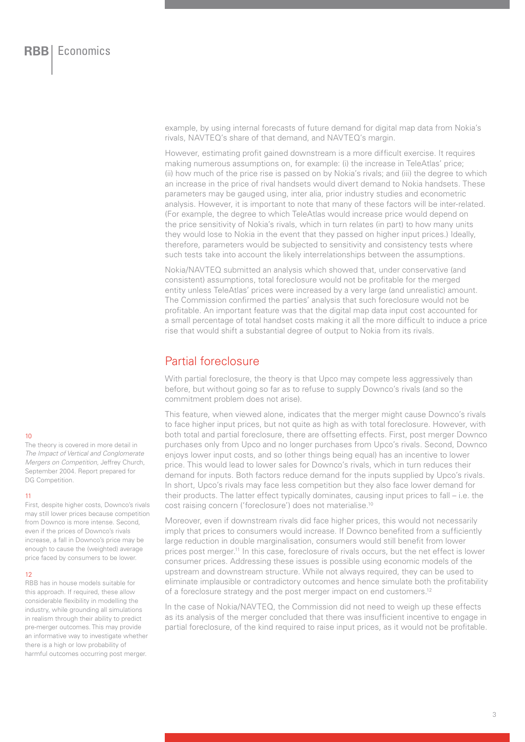example, by using internal forecasts of future demand for digital map data from Nokia's rivals, NAVTEQ's share of that demand, and NAVTEQ's margin.

However, estimating profit gained downstream is a more difficult exercise. It requires making numerous assumptions on, for example: (i) the increase in TeleAtlas' price; (ii) how much of the price rise is passed on by Nokia's rivals; and (iii) the degree to which an increase in the price of rival handsets would divert demand to Nokia handsets. These parameters may be gauged using, inter alia, prior industry studies and econometric analysis. However, it is important to note that many of these factors will be inter-related. (For example, the degree to which TeleAtlas would increase price would depend on the price sensitivity of Nokia's rivals, which in turn relates (in part) to how many units they would lose to Nokia in the event that they passed on higher input prices.) Ideally, therefore, parameters would be subjected to sensitivity and consistency tests where such tests take into account the likely interrelationships between the assumptions.

Nokia/NAVTEQ submitted an analysis which showed that, under conservative (and consistent) assumptions, total foreclosure would not be profitable for the merged entity unless TeleAtlas' prices were increased by a very large (and unrealistic) amount. The Commission confirmed the parties' analysis that such foreclosure would not be profitable. An important feature was that the digital map data input cost accounted for a small percentage of total handset costs making it all the more difficult to induce a price rise that would shift a substantial degree of output to Nokia from its rivals.

## Partial foreclosure

With partial foreclosure, the theory is that Upco may compete less aggressively than before, but without going so far as to refuse to supply Downco's rivals (and so the commitment problem does not arise).

This feature, when viewed alone, indicates that the merger might cause Downco's rivals to face higher input prices, but not quite as high as with total foreclosure. However, with both total and partial foreclosure, there are offsetting effects. First, post merger Downco purchases only from Upco and no longer purchases from Upco's rivals. Second, Downco enjoys lower input costs, and so (other things being equal) has an incentive to lower price. This would lead to lower sales for Downco's rivals, which in turn reduces their demand for inputs. Both factors reduce demand for the inputs supplied by Upco's rivals. In short, Upco's rivals may face less competition but they also face lower demand for their products. The latter effect typically dominates, causing input prices to fall – i.e. the cost raising concern ('foreclosure') does not materialise.[10]

Moreover, even if downstream rivals did face higher prices, this would not necessarily imply that prices to consumers would increase. If Downco benefited from a sufficiently large reduction in double marginalisation, consumers would still benefit from lower prices post merger.[11] In this case, foreclosure of rivals occurs, but the net effect is lower consumer prices. Addressing these issues is possible using economic models of the upstream and downstream structure. While not always required, they can be used to eliminate implausible or contradictory outcomes and hence simulate both the profitability of a foreclosure strategy and the post merger impact on end customers.[12]

In the case of Nokia/NAVTEQ, the Commission did not need to weigh up these effects as its analysis of the merger concluded that there was insufficient incentive to engage in partial foreclosure, of the kind required to raise input prices, as it would not be profitable.

---

[10] The theory is covered in more detail in *The Impact of Vertical and Conglomerate Mergers on Competition*, Jeffrey Church, September 2004. Report prepared for DG Competition.

[11] First, despite higher costs, Downco's rivals may still lower prices because competition from Downco is more intense. Second, even if the prices of Downco's rivals increase, a fall in Downco's price may be enough to cause the (weighted) average price faced by consumers to be lower.

[12] RBB has in house models suitable for this approach. If required, these allow considerable flexibility in modelling the industry, while grounding all simulations in realism through their ability to predict pre-merger outcomes. This may provide an informative way to investigate whether there is a high or low probability of harmful outcomes occurring post merger.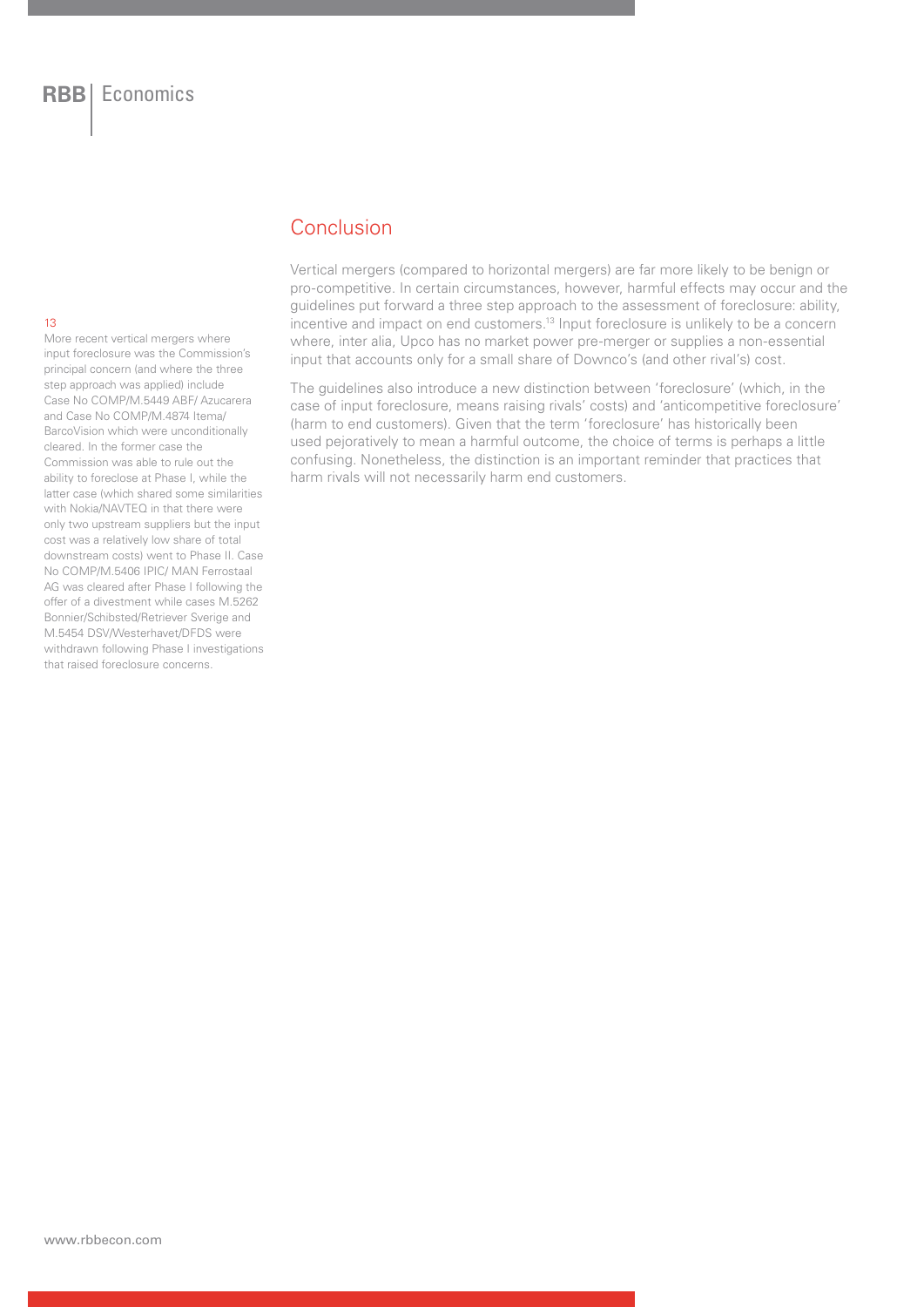## Conclusion

Vertical mergers (compared to horizontal mergers) are far more likely to be benign or pro-competitive. In certain circumstances, however, harmful effects may occur and the guidelines put forward a three step approach to the assessment of foreclosure: ability, incentive and impact on end customers.[13] Input foreclosure is unlikely to be a concern where, inter alia, Upco has no market power pre-merger or supplies a non-essential input that accounts only for a small share of Downco's (and other rival's) cost.

The guidelines also introduce a new distinction between 'foreclosure' (which, in the case of input foreclosure, means raising rivals' costs) and 'anticompetitive foreclosure' (harm to end customers). Given that the term 'foreclosure' has historically been used pejoratively to mean a harmful outcome, the choice of terms is perhaps a little confusing. Nonetheless, the distinction is an important reminder that practices that harm rivals will not necessarily harm end customers.

13 More recent vertical mergers where input foreclosure was the Commission's principal concern (and where the three step approach was applied) include Case No COMP/M.5449 ABF/ Azucarera and Case No COMP/M.4874 Itema/ BarcoVision which were unconditionally cleared. In the former case the Commission was able to rule out the ability to foreclose at Phase I, while the latter case (which shared some similarities with Nokia/NAVTEQ in that there were only two upstream suppliers but the input cost was a relatively low share of total downstream costs) went to Phase II. Case No COMP/M.5406 IPIC/ MAN Ferrostaal AG was cleared after Phase I following the offer of a divestment while cases M.5262 Bonnier/Schibsted/Retriever Sverige and M.5454 DSV/Westerhavet/DFDS were withdrawn following Phase I investigations that raised foreclosure concerns.